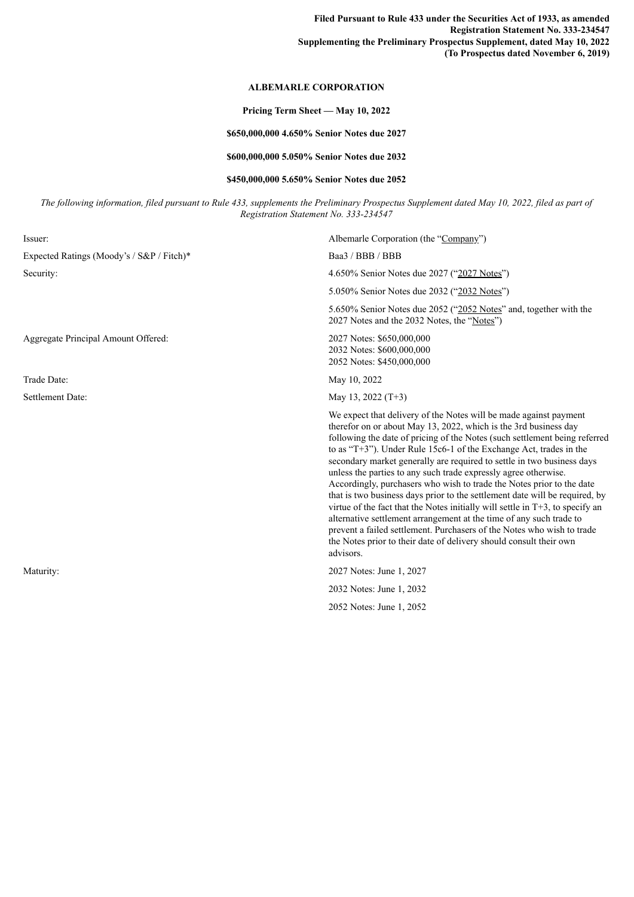**Filed Pursuant to Rule 433 under the Securities Act of 1933, as amended**
**Registration Statement No. 333-234547**
**Supplementing the Preliminary Prospectus Supplement, dated May 10, 2022**
**(To Prospectus dated November 6, 2019)**

# ALBEMARLE CORPORATION

**Pricing Term Sheet — May 10, 2022**

**$650,000,000 4.650% Senior Notes due 2027**

**$600,000,000 5.050% Senior Notes due 2032**

**$450,000,000 5.650% Senior Notes due 2052**

*The following information, filed pursuant to Rule 433, supplements the Preliminary Prospectus Supplement dated May 10, 2022, filed as part of Registration Statement No. 333-234547*

| | |
|---|---|
| Issuer: | Albemarle Corporation (the "Company") |
| Expected Ratings (Moody's / S&P / Fitch)* | Baa3 / BBB / BBB |
| Security: | 4.650% Senior Notes due 2027 ("2027 Notes") |
| | 5.050% Senior Notes due 2032 ("2032 Notes") |
| | 5.650% Senior Notes due 2052 ("2052 Notes" and, together with the 2027 Notes and the 2032 Notes, the "Notes") |
| Aggregate Principal Amount Offered: | 2027 Notes: $650,000,000<br>2032 Notes: $600,000,000<br>2052 Notes: $450,000,000 |
| Trade Date: | May 10, 2022 |
| Settlement Date: | May 13, 2022 (T+3) |
| | We expect that delivery of the Notes will be made against payment therefor on or about May 13, 2022, which is the 3rd business day following the date of pricing of the Notes (such settlement being referred to as "T+3"). Under Rule 15c6-1 of the Exchange Act, trades in the secondary market generally are required to settle in two business days unless the parties to any such trade expressly agree otherwise. Accordingly, purchasers who wish to trade the Notes prior to the date that is two business days prior to the settlement date will be required, by virtue of the fact that the Notes initially will settle in T+3, to specify an alternative settlement arrangement at the time of any such trade to prevent a failed settlement. Purchasers of the Notes who wish to trade the Notes prior to their date of delivery should consult their own advisors. |
| Maturity: | 2027 Notes: June 1, 2027 |
| | 2032 Notes: June 1, 2032 |
| | 2052 Notes: June 1, 2052 |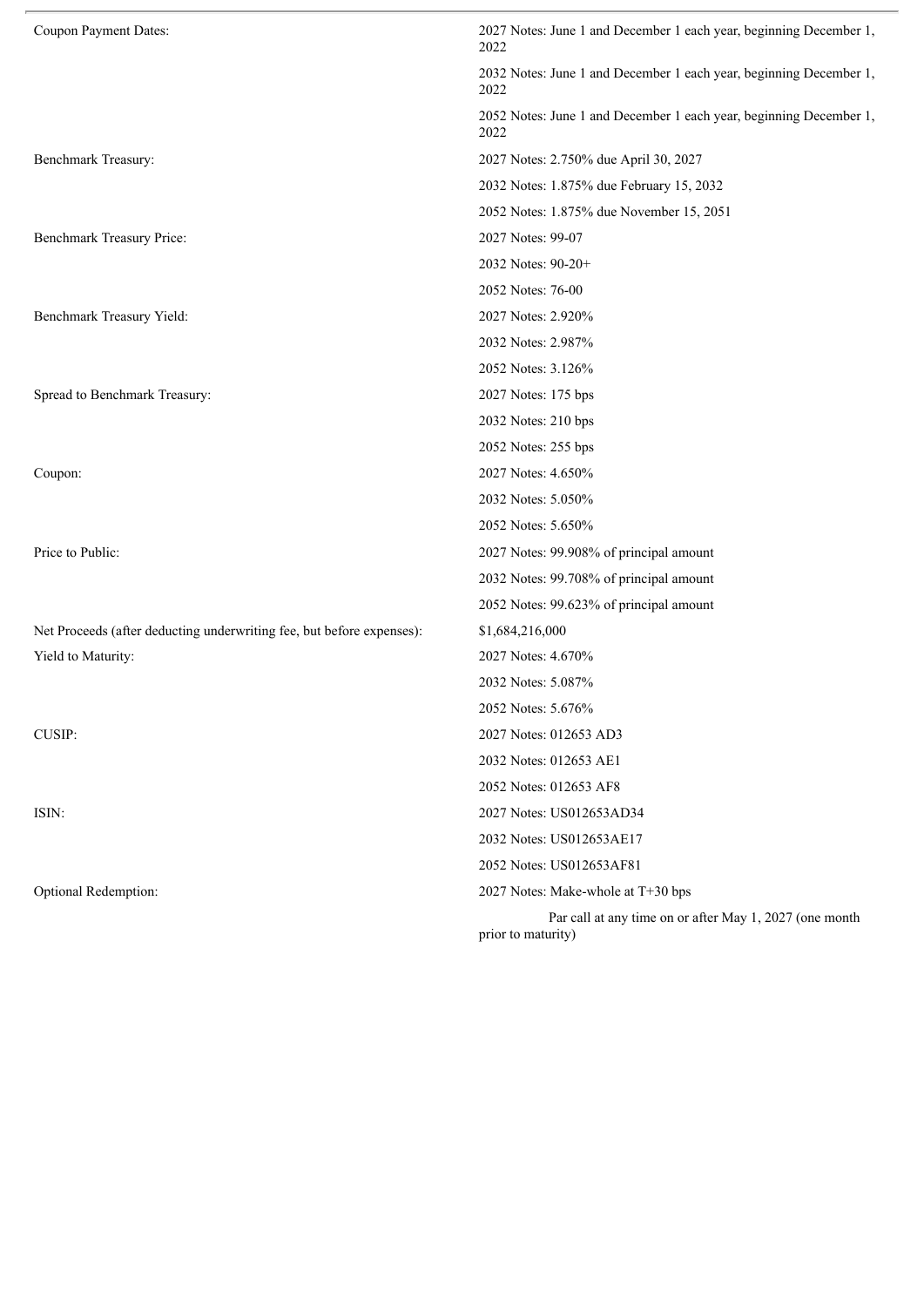| | |
|---|---|
| Coupon Payment Dates: | 2027 Notes: June 1 and December 1 each year, beginning December 1, 2022 |
| | 2032 Notes: June 1 and December 1 each year, beginning December 1, 2022 |
| | 2052 Notes: June 1 and December 1 each year, beginning December 1, 2022 |
| Benchmark Treasury: | 2027 Notes: 2.750% due April 30, 2027 |
| | 2032 Notes: 1.875% due February 15, 2032 |
| | 2052 Notes: 1.875% due November 15, 2051 |
| Benchmark Treasury Price: | 2027 Notes: 99-07 |
| | 2032 Notes: 90-20+ |
| | 2052 Notes: 76-00 |
| Benchmark Treasury Yield: | 2027 Notes: 2.920% |
| | 2032 Notes: 2.987% |
| | 2052 Notes: 3.126% |
| Spread to Benchmark Treasury: | 2027 Notes: 175 bps |
| | 2032 Notes: 210 bps |
| | 2052 Notes: 255 bps |
| Coupon: | 2027 Notes: 4.650% |
| | 2032 Notes: 5.050% |
| | 2052 Notes: 5.650% |
| Price to Public: | 2027 Notes: 99.908% of principal amount |
| | 2032 Notes: 99.708% of principal amount |
| | 2052 Notes: 99.623% of principal amount |
| Net Proceeds (after deducting underwriting fee, but before expenses): | $1,684,216,000 |
| Yield to Maturity: | 2027 Notes: 4.670% |
| | 2032 Notes: 5.087% |
| | 2052 Notes: 5.676% |
| CUSIP: | 2027 Notes: 012653 AD3 |
| | 2032 Notes: 012653 AE1 |
| | 2052 Notes: 012653 AF8 |
| ISIN: | 2027 Notes: US012653AD34 |
| | 2032 Notes: US012653AE17 |
| | 2052 Notes: US012653AF81 |
| Optional Redemption: | 2027 Notes: Make-whole at T+30 bps |
| | Par call at any time on or after May 1, 2027 (one month prior to maturity) |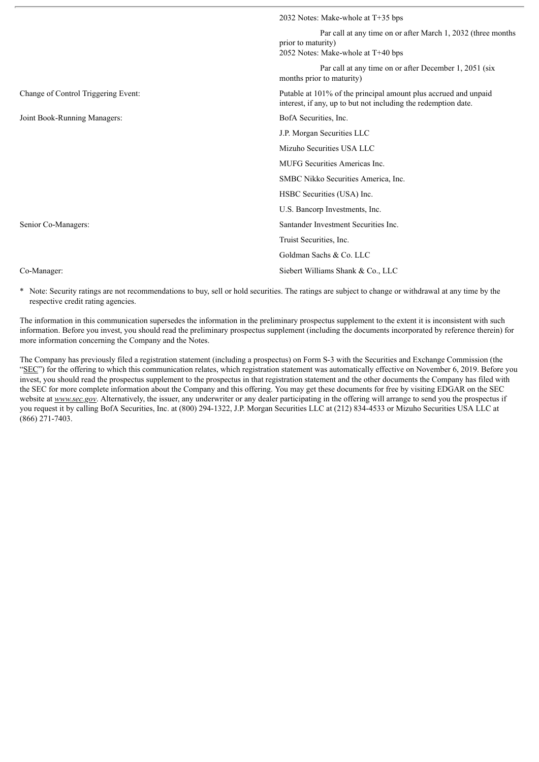| | |
|---|---|
| | 2032 Notes: Make-whole at T+35 bps |
| | Par call at any time on or after March 1, 2032 (three months prior to maturity) |
| | 2052 Notes: Make-whole at T+40 bps |
| | Par call at any time on or after December 1, 2051 (six months prior to maturity) |
| Change of Control Triggering Event: | Putable at 101% of the principal amount plus accrued and unpaid interest, if any, up to but not including the redemption date. |
| Joint Book-Running Managers: | BofA Securities, Inc. |
| | J.P. Morgan Securities LLC |
| | Mizuho Securities USA LLC |
| | MUFG Securities Americas Inc. |
| | SMBC Nikko Securities America, Inc. |
| | HSBC Securities (USA) Inc. |
| | U.S. Bancorp Investments, Inc. |
| Senior Co-Managers: | Santander Investment Securities Inc. |
| | Truist Securities, Inc. |
| | Goldman Sachs & Co. LLC |
| Co-Manager: | Siebert Williams Shank & Co., LLC |

\* Note: Security ratings are not recommendations to buy, sell or hold securities. The ratings are subject to change or withdrawal at any time by the respective credit rating agencies.

The information in this communication supersedes the information in the preliminary prospectus supplement to the extent it is inconsistent with such information. Before you invest, you should read the preliminary prospectus supplement (including the documents incorporated by reference therein) for more information concerning the Company and the Notes.

The Company has previously filed a registration statement (including a prospectus) on Form S-3 with the Securities and Exchange Commission (the "SEC") for the offering to which this communication relates, which registration statement was automatically effective on November 6, 2019. Before you invest, you should read the prospectus supplement to the prospectus in that registration statement and the other documents the Company has filed with the SEC for more complete information about the Company and this offering. You may get these documents for free by visiting EDGAR on the SEC website at *www.sec.gov*. Alternatively, the issuer, any underwriter or any dealer participating in the offering will arrange to send you the prospectus if you request it by calling BofA Securities, Inc. at (800) 294-1322, J.P. Morgan Securities LLC at (212) 834-4533 or Mizuho Securities USA LLC at (866) 271-7403.